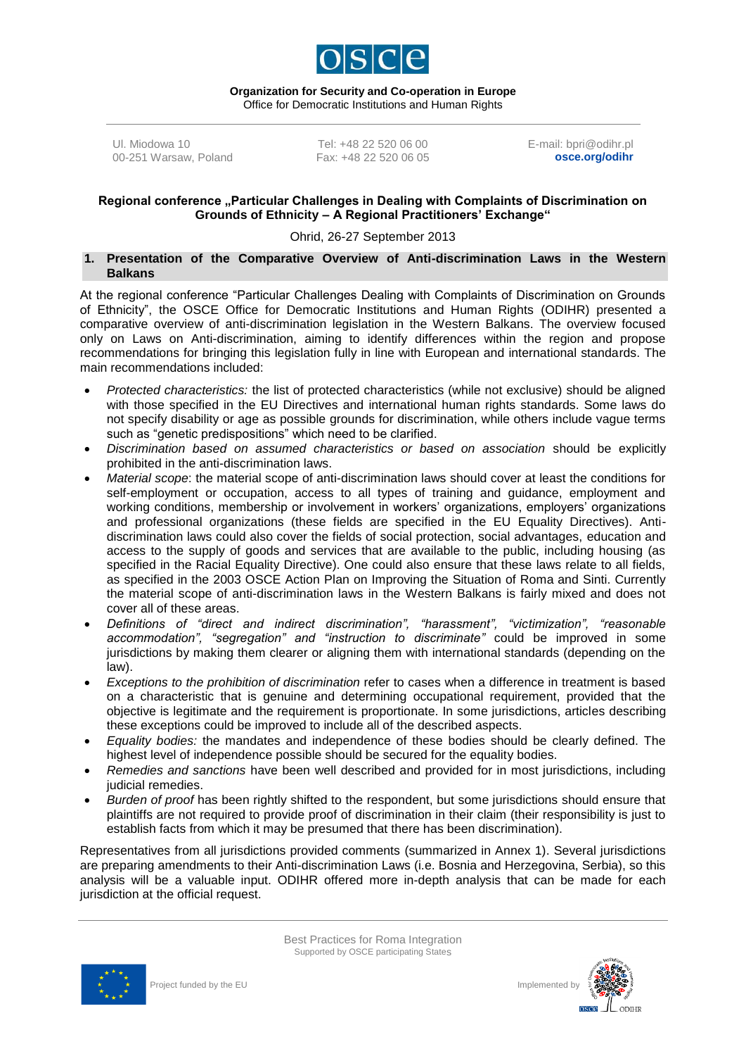**Organization for Security and Co-operation in Europe**
Office for Democratic Institutions and Human Rights

Ul. Miodowa 10
00-251 Warsaw, Poland

Tel: +48 22 520 06 00
Fax: +48 22 520 06 05

E-mail: bpri@odihr.pl
**osce.org/odihr**

**Regional conference „Particular Challenges in Dealing with Complaints of Discrimination on Grounds of Ethnicity – A Regional Practitioners' Exchange"**

Ohrid, 26-27 September 2013

## 1. Presentation of the Comparative Overview of Anti-discrimination Laws in the Western Balkans

At the regional conference "Particular Challenges Dealing with Complaints of Discrimination on Grounds of Ethnicity", the OSCE Office for Democratic Institutions and Human Rights (ODIHR) presented a comparative overview of anti-discrimination legislation in the Western Balkans. The overview focused only on Laws on Anti-discrimination, aiming to identify differences within the region and propose recommendations for bringing this legislation fully in line with European and international standards. The main recommendations included:

- *Protected characteristics:* the list of protected characteristics (while not exclusive) should be aligned with those specified in the EU Directives and international human rights standards. Some laws do not specify disability or age as possible grounds for discrimination, while others include vague terms such as "genetic predispositions" which need to be clarified.
- *Discrimination based on assumed characteristics or based on association* should be explicitly prohibited in the anti-discrimination laws.
- *Material scope*: the material scope of anti-discrimination laws should cover at least the conditions for self-employment or occupation, access to all types of training and guidance, employment and working conditions, membership or involvement in workers' organizations, employers' organizations and professional organizations (these fields are specified in the EU Equality Directives). Anti-discrimination laws could also cover the fields of social protection, social advantages, education and access to the supply of goods and services that are available to the public, including housing (as specified in the Racial Equality Directive). One could also ensure that these laws relate to all fields, as specified in the 2003 OSCE Action Plan on Improving the Situation of Roma and Sinti. Currently the material scope of anti-discrimination laws in the Western Balkans is fairly mixed and does not cover all of these areas.
- *Definitions of "direct and indirect discrimination", "harassment", "victimization", "reasonable accommodation", "segregation" and "instruction to discriminate"* could be improved in some jurisdictions by making them clearer or aligning them with international standards (depending on the law).
- *Exceptions to the prohibition of discrimination* refer to cases when a difference in treatment is based on a characteristic that is genuine and determining occupational requirement, provided that the objective is legitimate and the requirement is proportionate. In some jurisdictions, articles describing these exceptions could be improved to include all of the described aspects.
- *Equality bodies:* the mandates and independence of these bodies should be clearly defined. The highest level of independence possible should be secured for the equality bodies.
- *Remedies and sanctions* have been well described and provided for in most jurisdictions, including judicial remedies.
- *Burden of proof* has been rightly shifted to the respondent, but some jurisdictions should ensure that plaintiffs are not required to provide proof of discrimination in their claim (their responsibility is just to establish facts from which it may be presumed that there has been discrimination).

Representatives from all jurisdictions provided comments (summarized in Annex 1). Several jurisdictions are preparing amendments to their Anti-discrimination Laws (i.e. Bosnia and Herzegovina, Serbia), so this analysis will be a valuable input. ODIHR offered more in-depth analysis that can be made for each jurisdiction at the official request.

Best Practices for Roma Integration
Supported by OSCE participating States

Project funded by the EU

Implemented by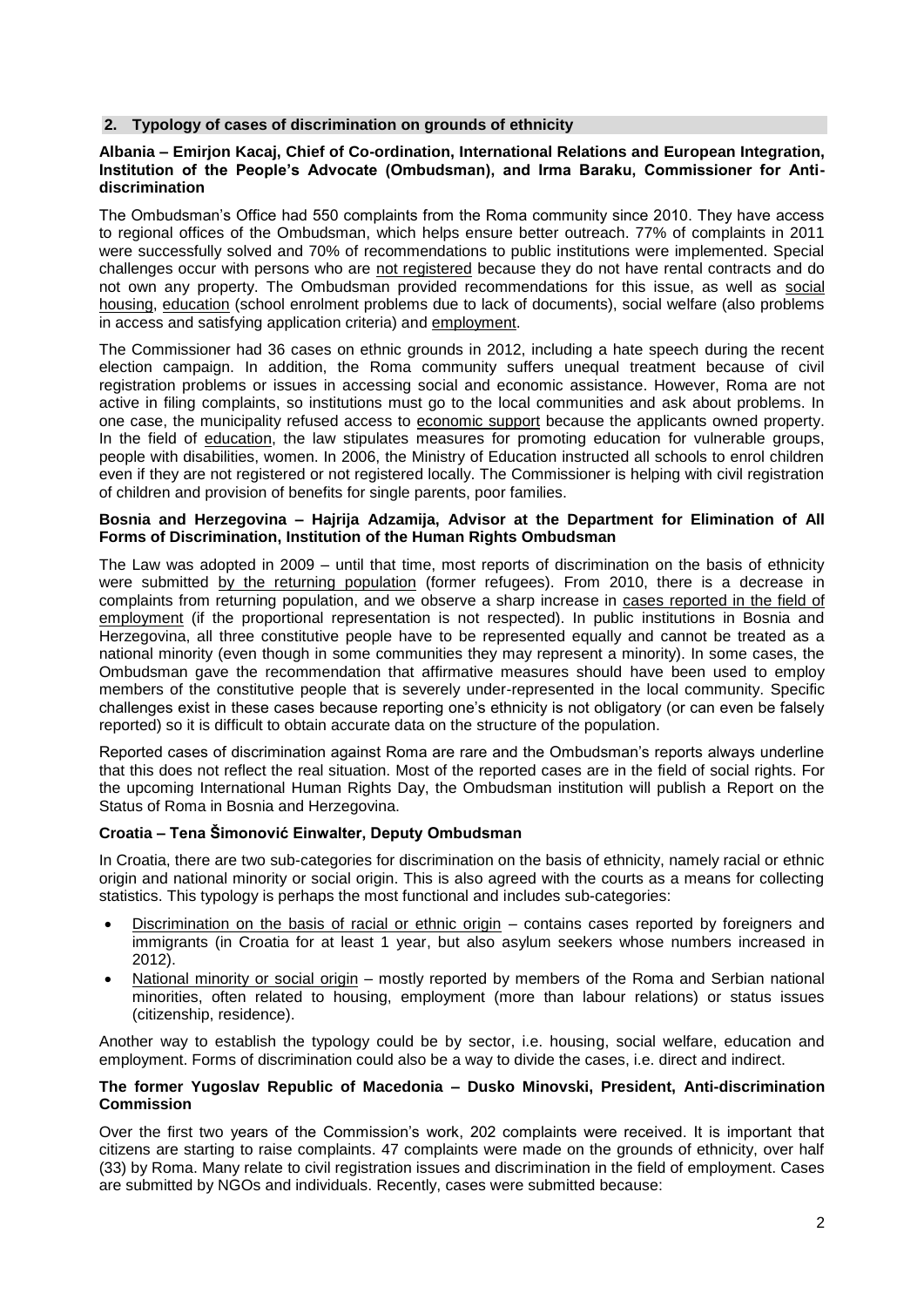## 2. Typology of cases of discrimination on grounds of ethnicity

**Albania – Emirjon Kacaj, Chief of Co-ordination, International Relations and European Integration, Institution of the People's Advocate (Ombudsman), and Irma Baraku, Commissioner for Anti-discrimination**

The Ombudsman's Office had 550 complaints from the Roma community since 2010. They have access to regional offices of the Ombudsman, which helps ensure better outreach. 77% of complaints in 2011 were successfully solved and 70% of recommendations to public institutions were implemented. Special challenges occur with persons who are not registered because they do not have rental contracts and do not own any property. The Ombudsman provided recommendations for this issue, as well as social housing, education (school enrolment problems due to lack of documents), social welfare (also problems in access and satisfying application criteria) and employment.

The Commissioner had 36 cases on ethnic grounds in 2012, including a hate speech during the recent election campaign. In addition, the Roma community suffers unequal treatment because of civil registration problems or issues in accessing social and economic assistance. However, Roma are not active in filing complaints, so institutions must go to the local communities and ask about problems. In one case, the municipality refused access to economic support because the applicants owned property. In the field of education, the law stipulates measures for promoting education for vulnerable groups, people with disabilities, women. In 2006, the Ministry of Education instructed all schools to enrol children even if they are not registered or not registered locally. The Commissioner is helping with civil registration of children and provision of benefits for single parents, poor families.

**Bosnia and Herzegovina – Hajrija Adzamija, Advisor at the Department for Elimination of All Forms of Discrimination, Institution of the Human Rights Ombudsman**

The Law was adopted in 2009 – until that time, most reports of discrimination on the basis of ethnicity were submitted by the returning population (former refugees). From 2010, there is a decrease in complaints from returning population, and we observe a sharp increase in cases reported in the field of employment (if the proportional representation is not respected). In public institutions in Bosnia and Herzegovina, all three constitutive people have to be represented equally and cannot be treated as a national minority (even though in some communities they may represent a minority). In some cases, the Ombudsman gave the recommendation that affirmative measures should have been used to employ members of the constitutive people that is severely under-represented in the local community. Specific challenges exist in these cases because reporting one's ethnicity is not obligatory (or can even be falsely reported) so it is difficult to obtain accurate data on the structure of the population.

Reported cases of discrimination against Roma are rare and the Ombudsman's reports always underline that this does not reflect the real situation. Most of the reported cases are in the field of social rights. For the upcoming International Human Rights Day, the Ombudsman institution will publish a Report on the Status of Roma in Bosnia and Herzegovina.

**Croatia – Tena Šimonović Einwalter, Deputy Ombudsman**

In Croatia, there are two sub-categories for discrimination on the basis of ethnicity, namely racial or ethnic origin and national minority or social origin. This is also agreed with the courts as a means for collecting statistics. This typology is perhaps the most functional and includes sub-categories:

- Discrimination on the basis of racial or ethnic origin – contains cases reported by foreigners and immigrants (in Croatia for at least 1 year, but also asylum seekers whose numbers increased in 2012).
- National minority or social origin – mostly reported by members of the Roma and Serbian national minorities, often related to housing, employment (more than labour relations) or status issues (citizenship, residence).

Another way to establish the typology could be by sector, i.e. housing, social welfare, education and employment. Forms of discrimination could also be a way to divide the cases, i.e. direct and indirect.

**The former Yugoslav Republic of Macedonia – Dusko Minovski, President, Anti-discrimination Commission**

Over the first two years of the Commission's work, 202 complaints were received. It is important that citizens are starting to raise complaints. 47 complaints were made on the grounds of ethnicity, over half (33) by Roma. Many relate to civil registration issues and discrimination in the field of employment. Cases are submitted by NGOs and individuals. Recently, cases were submitted because: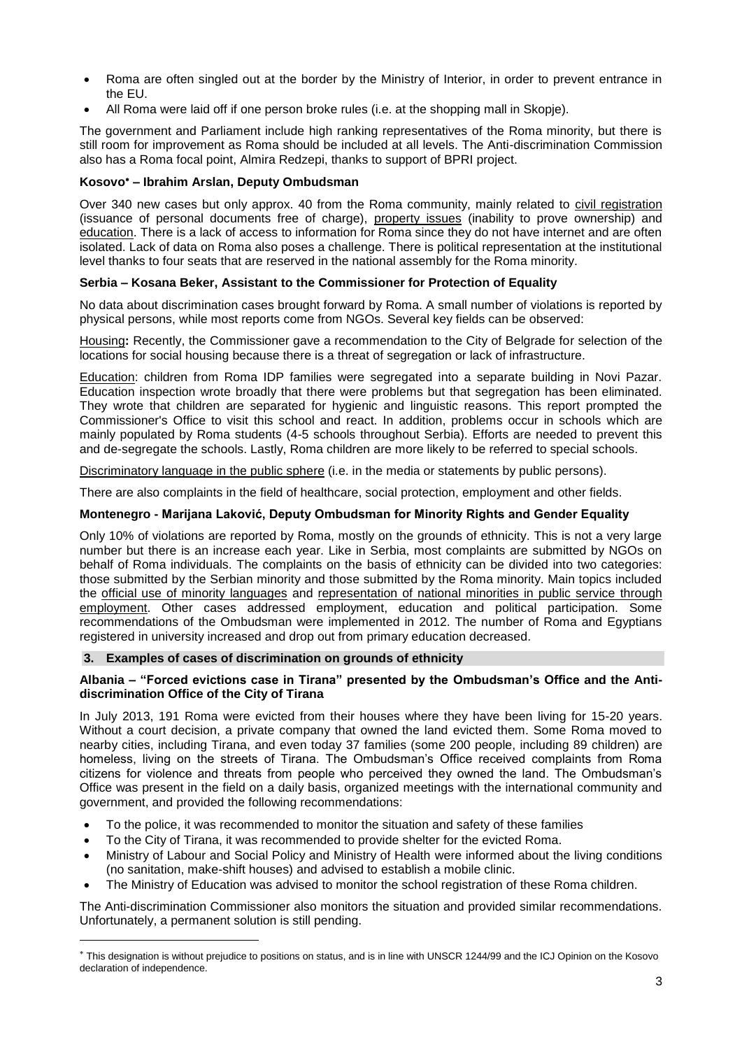- Roma are often singled out at the border by the Ministry of Interior, in order to prevent entrance in the EU.
- All Roma were laid off if one person broke rules (i.e. at the shopping mall in Skopje).

The government and Parliament include high ranking representatives of the Roma minority, but there is still room for improvement as Roma should be included at all levels. The Anti-discrimination Commission also has a Roma focal point, Almira Redzepi, thanks to support of BPRI project.

**Kosovo* – Ibrahim Arslan, Deputy Ombudsman**

Over 340 new cases but only approx. 40 from the Roma community, mainly related to civil registration (issuance of personal documents free of charge), property issues (inability to prove ownership) and education. There is a lack of access to information for Roma since they do not have internet and are often isolated. Lack of data on Roma also poses a challenge. There is political representation at the institutional level thanks to four seats that are reserved in the national assembly for the Roma minority.

**Serbia – Kosana Beker, Assistant to the Commissioner for Protection of Equality**

No data about discrimination cases brought forward by Roma. A small number of violations is reported by physical persons, while most reports come from NGOs. Several key fields can be observed:

Housing**:** Recently, the Commissioner gave a recommendation to the City of Belgrade for selection of the locations for social housing because there is a threat of segregation or lack of infrastructure.

Education: children from Roma IDP families were segregated into a separate building in Novi Pazar. Education inspection wrote broadly that there were problems but that segregation has been eliminated. They wrote that children are separated for hygienic and linguistic reasons. This report prompted the Commissioner's Office to visit this school and react. In addition, problems occur in schools which are mainly populated by Roma students (4-5 schools throughout Serbia). Efforts are needed to prevent this and de-segregate the schools. Lastly, Roma children are more likely to be referred to special schools.

Discriminatory language in the public sphere (i.e. in the media or statements by public persons).

There are also complaints in the field of healthcare, social protection, employment and other fields.

**Montenegro - Marijana Laković, Deputy Ombudsman for Minority Rights and Gender Equality**

Only 10% of violations are reported by Roma, mostly on the grounds of ethnicity. This is not a very large number but there is an increase each year. Like in Serbia, most complaints are submitted by NGOs on behalf of Roma individuals. The complaints on the basis of ethnicity can be divided into two categories: those submitted by the Serbian minority and those submitted by the Roma minority. Main topics included the official use of minority languages and representation of national minorities in public service through employment. Other cases addressed employment, education and political participation. Some recommendations of the Ombudsman were implemented in 2012. The number of Roma and Egyptians registered in university increased and drop out from primary education decreased.

## 3. Examples of cases of discrimination on grounds of ethnicity

**Albania – "Forced evictions case in Tirana" presented by the Ombudsman's Office and the Anti-discrimination Office of the City of Tirana**

In July 2013, 191 Roma were evicted from their houses where they have been living for 15-20 years. Without a court decision, a private company that owned the land evicted them. Some Roma moved to nearby cities, including Tirana, and even today 37 families (some 200 people, including 89 children) are homeless, living on the streets of Tirana. The Ombudsman's Office received complaints from Roma citizens for violence and threats from people who perceived they owned the land. The Ombudsman's Office was present in the field on a daily basis, organized meetings with the international community and government, and provided the following recommendations:

- To the police, it was recommended to monitor the situation and safety of these families
- To the City of Tirana, it was recommended to provide shelter for the evicted Roma.
- Ministry of Labour and Social Policy and Ministry of Health were informed about the living conditions (no sanitation, make-shift houses) and advised to establish a mobile clinic.
- The Ministry of Education was advised to monitor the school registration of these Roma children.

The Anti-discrimination Commissioner also monitors the situation and provided similar recommendations. Unfortunately, a permanent solution is still pending.

* This designation is without prejudice to positions on status, and is in line with UNSCR 1244/99 and the ICJ Opinion on the Kosovo declaration of independence.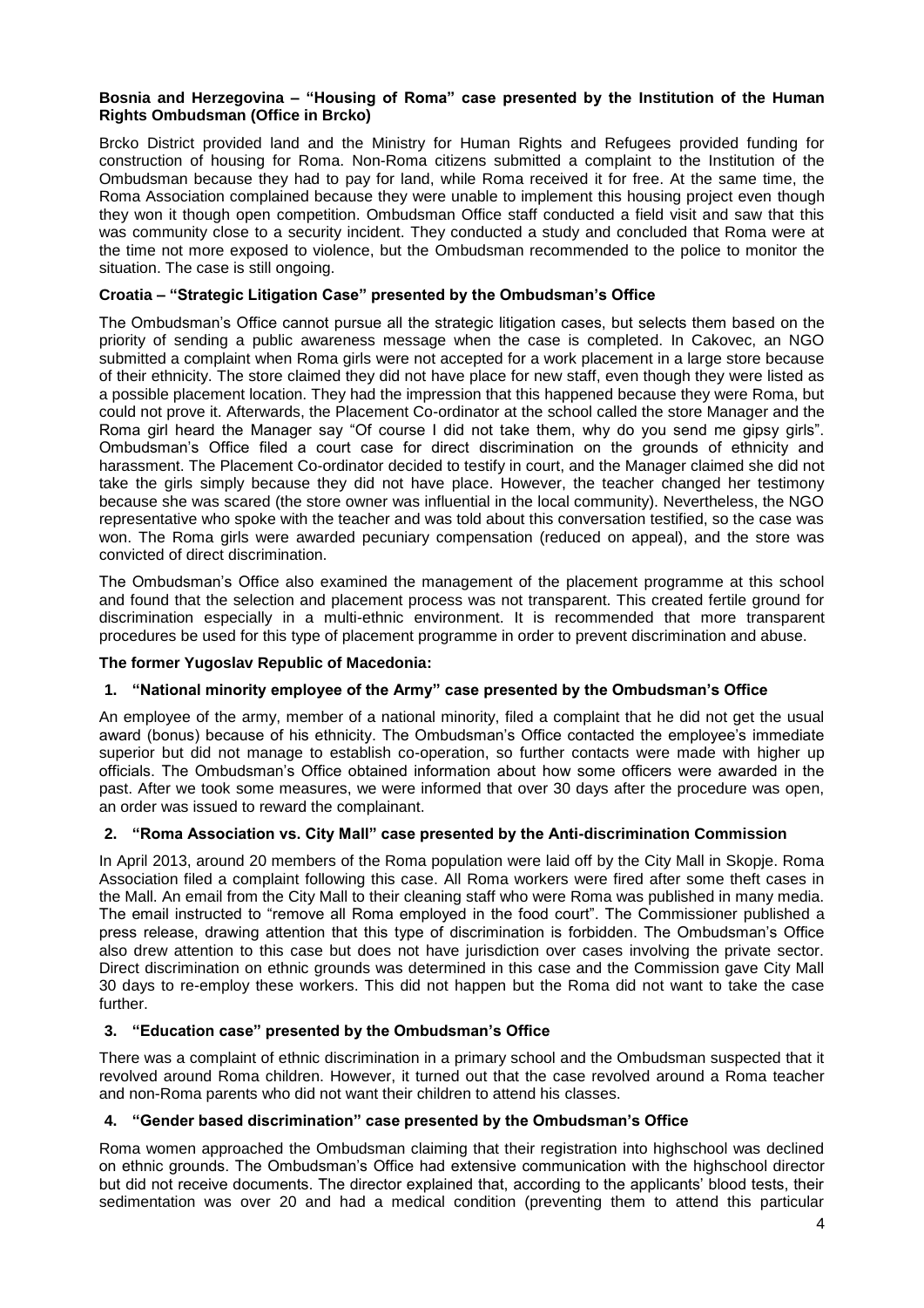**Bosnia and Herzegovina – "Housing of Roma" case presented by the Institution of the Human Rights Ombudsman (Office in Brcko)**

Brcko District provided land and the Ministry for Human Rights and Refugees provided funding for construction of housing for Roma. Non-Roma citizens submitted a complaint to the Institution of the Ombudsman because they had to pay for land, while Roma received it for free. At the same time, the Roma Association complained because they were unable to implement this housing project even though they won it though open competition. Ombudsman Office staff conducted a field visit and saw that this was community close to a security incident. They conducted a study and concluded that Roma were at the time not more exposed to violence, but the Ombudsman recommended to the police to monitor the situation. The case is still ongoing.

**Croatia – "Strategic Litigation Case" presented by the Ombudsman's Office**

The Ombudsman's Office cannot pursue all the strategic litigation cases, but selects them based on the priority of sending a public awareness message when the case is completed. In Cakovec, an NGO submitted a complaint when Roma girls were not accepted for a work placement in a large store because of their ethnicity. The store claimed they did not have place for new staff, even though they were listed as a possible placement location. They had the impression that this happened because they were Roma, but could not prove it. Afterwards, the Placement Co-ordinator at the school called the store Manager and the Roma girl heard the Manager say "Of course I did not take them, why do you send me gipsy girls". Ombudsman's Office filed a court case for direct discrimination on the grounds of ethnicity and harassment. The Placement Co-ordinator decided to testify in court, and the Manager claimed she did not take the girls simply because they did not have place. However, the teacher changed her testimony because she was scared (the store owner was influential in the local community). Nevertheless, the NGO representative who spoke with the teacher and was told about this conversation testified, so the case was won. The Roma girls were awarded pecuniary compensation (reduced on appeal), and the store was convicted of direct discrimination.

The Ombudsman's Office also examined the management of the placement programme at this school and found that the selection and placement process was not transparent. This created fertile ground for discrimination especially in a multi-ethnic environment. It is recommended that more transparent procedures be used for this type of placement programme in order to prevent discrimination and abuse.

**The former Yugoslav Republic of Macedonia:**

1. **"National minority employee of the Army" case presented by the Ombudsman's Office**

An employee of the army, member of a national minority, filed a complaint that he did not get the usual award (bonus) because of his ethnicity. The Ombudsman's Office contacted the employee's immediate superior but did not manage to establish co-operation, so further contacts were made with higher up officials. The Ombudsman's Office obtained information about how some officers were awarded in the past. After we took some measures, we were informed that over 30 days after the procedure was open, an order was issued to reward the complainant.

2. **"Roma Association vs. City Mall" case presented by the Anti-discrimination Commission**

In April 2013, around 20 members of the Roma population were laid off by the City Mall in Skopje. Roma Association filed a complaint following this case. All Roma workers were fired after some theft cases in the Mall. An email from the City Mall to their cleaning staff who were Roma was published in many media. The email instructed to "remove all Roma employed in the food court". The Commissioner published a press release, drawing attention that this type of discrimination is forbidden. The Ombudsman's Office also drew attention to this case but does not have jurisdiction over cases involving the private sector. Direct discrimination on ethnic grounds was determined in this case and the Commission gave City Mall 30 days to re-employ these workers. This did not happen but the Roma did not want to take the case further.

3. **"Education case" presented by the Ombudsman's Office**

There was a complaint of ethnic discrimination in a primary school and the Ombudsman suspected that it revolved around Roma children. However, it turned out that the case revolved around a Roma teacher and non-Roma parents who did not want their children to attend his classes.

4. **"Gender based discrimination" case presented by the Ombudsman's Office**

Roma women approached the Ombudsman claiming that their registration into highschool was declined on ethnic grounds. The Ombudsman's Office had extensive communication with the highschool director but did not receive documents. The director explained that, according to the applicants' blood tests, their sedimentation was over 20 and had a medical condition (preventing them to attend this particular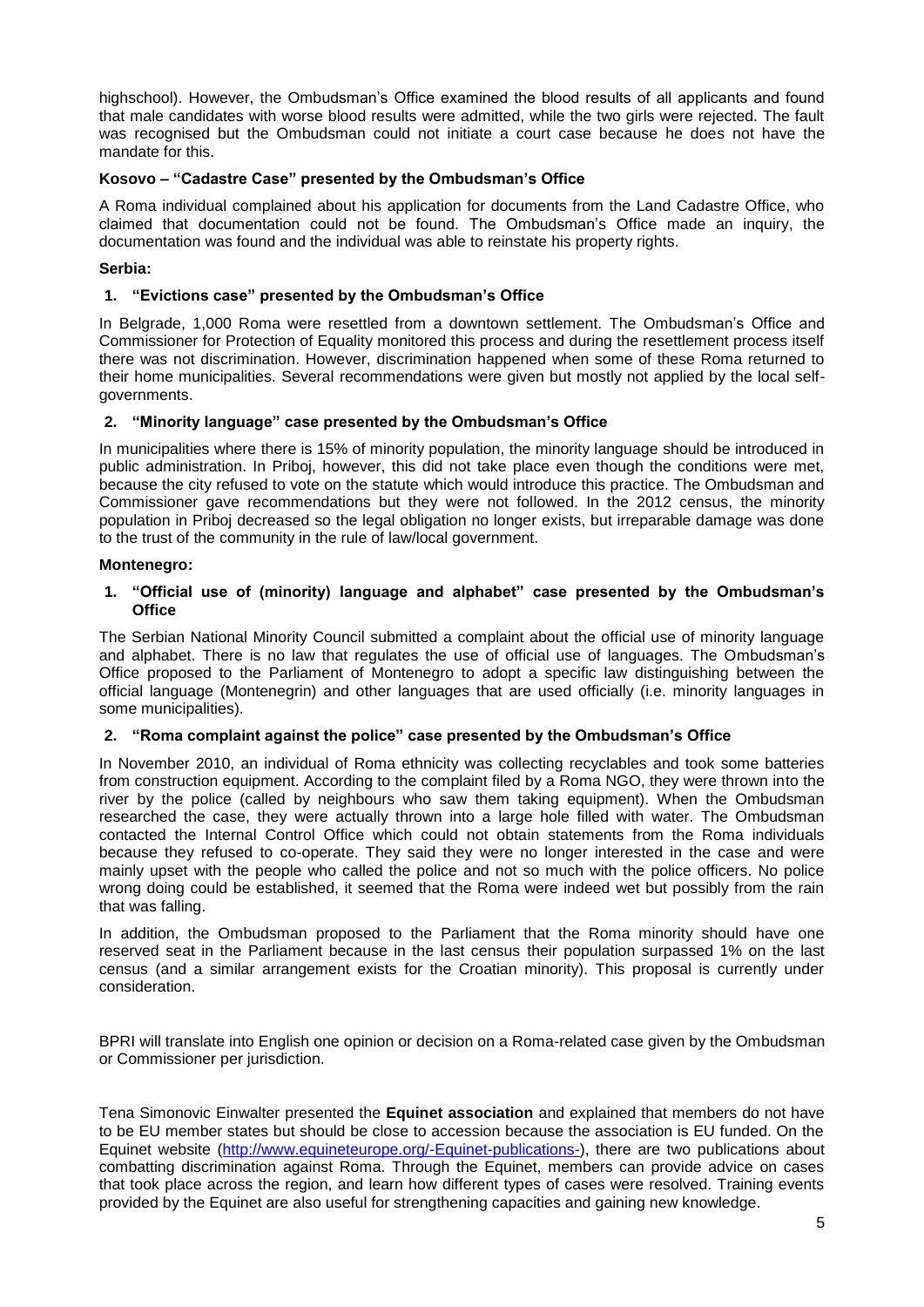highschool). However, the Ombudsman's Office examined the blood results of all applicants and found that male candidates with worse blood results were admitted, while the two girls were rejected. The fault was recognised but the Ombudsman could not initiate a court case because he does not have the mandate for this.

**Kosovo – "Cadastre Case" presented by the Ombudsman's Office**

A Roma individual complained about his application for documents from the Land Cadastre Office, who claimed that documentation could not be found. The Ombudsman's Office made an inquiry, the documentation was found and the individual was able to reinstate his property rights.

**Serbia:**

1. **"Evictions case" presented by the Ombudsman's Office**

In Belgrade, 1,000 Roma were resettled from a downtown settlement. The Ombudsman's Office and Commissioner for Protection of Equality monitored this process and during the resettlement process itself there was not discrimination. However, discrimination happened when some of these Roma returned to their home municipalities. Several recommendations were given but mostly not applied by the local self-governments.

2. **"Minority language" case presented by the Ombudsman's Office**

In municipalities where there is 15% of minority population, the minority language should be introduced in public administration. In Priboj, however, this did not take place even though the conditions were met, because the city refused to vote on the statute which would introduce this practice. The Ombudsman and Commissioner gave recommendations but they were not followed. In the 2012 census, the minority population in Priboj decreased so the legal obligation no longer exists, but irreparable damage was done to the trust of the community in the rule of law/local government.

**Montenegro:**

1. **"Official use of (minority) language and alphabet" case presented by the Ombudsman's Office**

The Serbian National Minority Council submitted a complaint about the official use of minority language and alphabet. There is no law that regulates the use of official use of languages. The Ombudsman's Office proposed to the Parliament of Montenegro to adopt a specific law distinguishing between the official language (Montenegrin) and other languages that are used officially (i.e. minority languages in some municipalities).

2. **"Roma complaint against the police" case presented by the Ombudsman's Office**

In November 2010, an individual of Roma ethnicity was collecting recyclables and took some batteries from construction equipment. According to the complaint filed by a Roma NGO, they were thrown into the river by the police (called by neighbours who saw them taking equipment). When the Ombudsman researched the case, they were actually thrown into a large hole filled with water. The Ombudsman contacted the Internal Control Office which could not obtain statements from the Roma individuals because they refused to co-operate. They said they were no longer interested in the case and were mainly upset with the people who called the police and not so much with the police officers. No police wrong doing could be established, it seemed that the Roma were indeed wet but possibly from the rain that was falling.

In addition, the Ombudsman proposed to the Parliament that the Roma minority should have one reserved seat in the Parliament because in the last census their population surpassed 1% on the last census (and a similar arrangement exists for the Croatian minority). This proposal is currently under consideration.

BPRI will translate into English one opinion or decision on a Roma-related case given by the Ombudsman or Commissioner per jurisdiction.

Tena Simonovic Einwalter presented the **Equinet association** and explained that members do not have to be EU member states but should be close to accession because the association is EU funded. On the Equinet website (http://www.equineteurope.org/-Equinet-publications-), there are two publications about combatting discrimination against Roma. Through the Equinet, members can provide advice on cases that took place across the region, and learn how different types of cases were resolved. Training events provided by the Equinet are also useful for strengthening capacities and gaining new knowledge.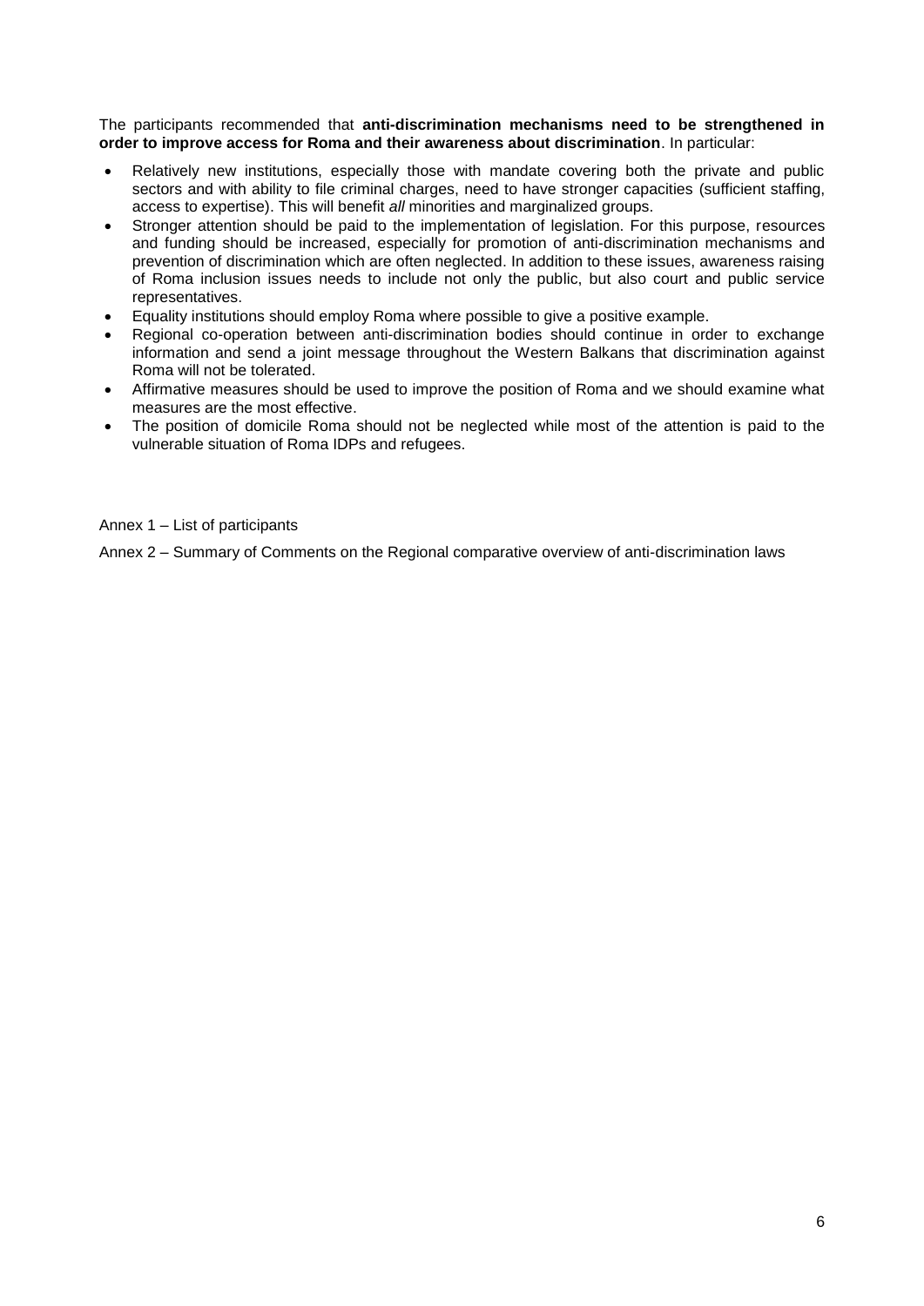The participants recommended that **anti-discrimination mechanisms need to be strengthened in order to improve access for Roma and their awareness about discrimination**. In particular:

- Relatively new institutions, especially those with mandate covering both the private and public sectors and with ability to file criminal charges, need to have stronger capacities (sufficient staffing, access to expertise). This will benefit *all* minorities and marginalized groups.
- Stronger attention should be paid to the implementation of legislation. For this purpose, resources and funding should be increased, especially for promotion of anti-discrimination mechanisms and prevention of discrimination which are often neglected. In addition to these issues, awareness raising of Roma inclusion issues needs to include not only the public, but also court and public service representatives.
- Equality institutions should employ Roma where possible to give a positive example.
- Regional co-operation between anti-discrimination bodies should continue in order to exchange information and send a joint message throughout the Western Balkans that discrimination against Roma will not be tolerated.
- Affirmative measures should be used to improve the position of Roma and we should examine what measures are the most effective.
- The position of domicile Roma should not be neglected while most of the attention is paid to the vulnerable situation of Roma IDPs and refugees.

Annex 1 – List of participants

Annex 2 – Summary of Comments on the Regional comparative overview of anti-discrimination laws